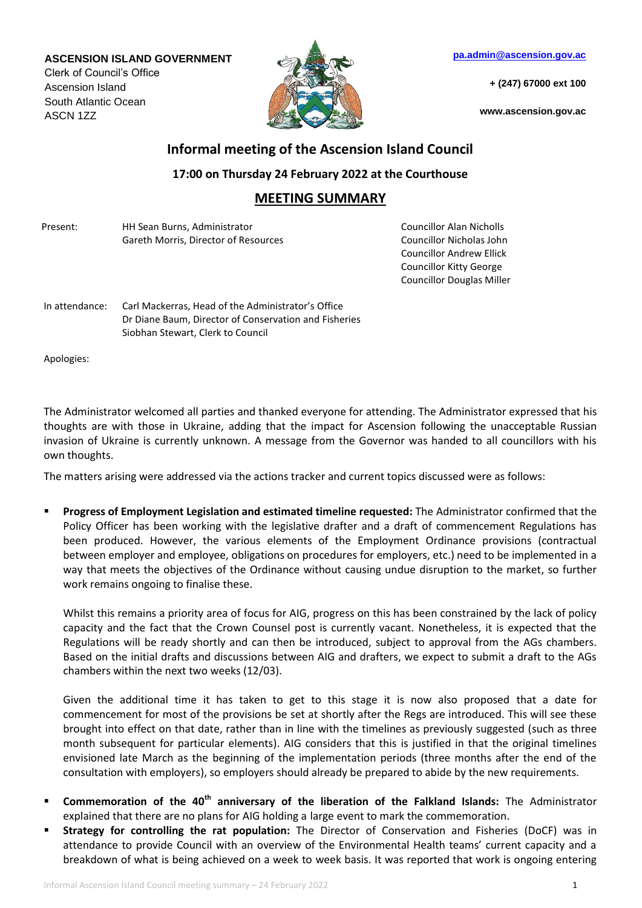**ASCENSION ISLAND GOVERNMENT**
Clerk of Council's Office
Ascension Island
South Atlantic Ocean
ASCN 1ZZ

pa.admin@ascension.gov.ac

+ (247) 67000 ext 100

www.ascension.gov.ac

## Informal meeting of the Ascension Island Council

### 17:00 on Thursday 24 February 2022 at the Courthouse

## MEETING SUMMARY

| | | |
|---|---|---|
| Present: | HH Sean Burns, Administrator<br>Gareth Morris, Director of Resources | Councillor Alan Nicholls<br>Councillor Nicholas John<br>Councillor Andrew Ellick<br>Councillor Kitty George<br>Councillor Douglas Miller |
| In attendance: | Carl Mackerras, Head of the Administrator's Office<br>Dr Diane Baum, Director of Conservation and Fisheries<br>Siobhan Stewart, Clerk to Council | |
| Apologies: | | |

The Administrator welcomed all parties and thanked everyone for attending. The Administrator expressed that his thoughts are with those in Ukraine, adding that the impact for Ascension following the unacceptable Russian invasion of Ukraine is currently unknown. A message from the Governor was handed to all councillors with his own thoughts.

The matters arising were addressed via the actions tracker and current topics discussed were as follows:

- **Progress of Employment Legislation and estimated timeline requested:** The Administrator confirmed that the Policy Officer has been working with the legislative drafter and a draft of commencement Regulations has been produced. However, the various elements of the Employment Ordinance provisions (contractual between employer and employee, obligations on procedures for employers, etc.) need to be implemented in a way that meets the objectives of the Ordinance without causing undue disruption to the market, so further work remains ongoing to finalise these.

  Whilst this remains a priority area of focus for AIG, progress on this has been constrained by the lack of policy capacity and the fact that the Crown Counsel post is currently vacant. Nonetheless, it is expected that the Regulations will be ready shortly and can then be introduced, subject to approval from the AGs chambers. Based on the initial drafts and discussions between AIG and drafters, we expect to submit a draft to the AGs chambers within the next two weeks (12/03).

  Given the additional time it has taken to get to this stage it is now also proposed that a date for commencement for most of the provisions be set at shortly after the Regs are introduced. This will see these brought into effect on that date, rather than in line with the timelines as previously suggested (such as three month subsequent for particular elements). AIG considers that this is justified in that the original timelines envisioned late March as the beginning of the implementation periods (three months after the end of the consultation with employers), so employers should already be prepared to abide by the new requirements.

- **Commemoration of the 40th anniversary of the liberation of the Falkland Islands:** The Administrator explained that there are no plans for AIG holding a large event to mark the commemoration.
- **Strategy for controlling the rat population:** The Director of Conservation and Fisheries (DoCF) was in attendance to provide Council with an overview of the Environmental Health teams' current capacity and a breakdown of what is being achieved on a week to week basis. It was reported that work is ongoing entering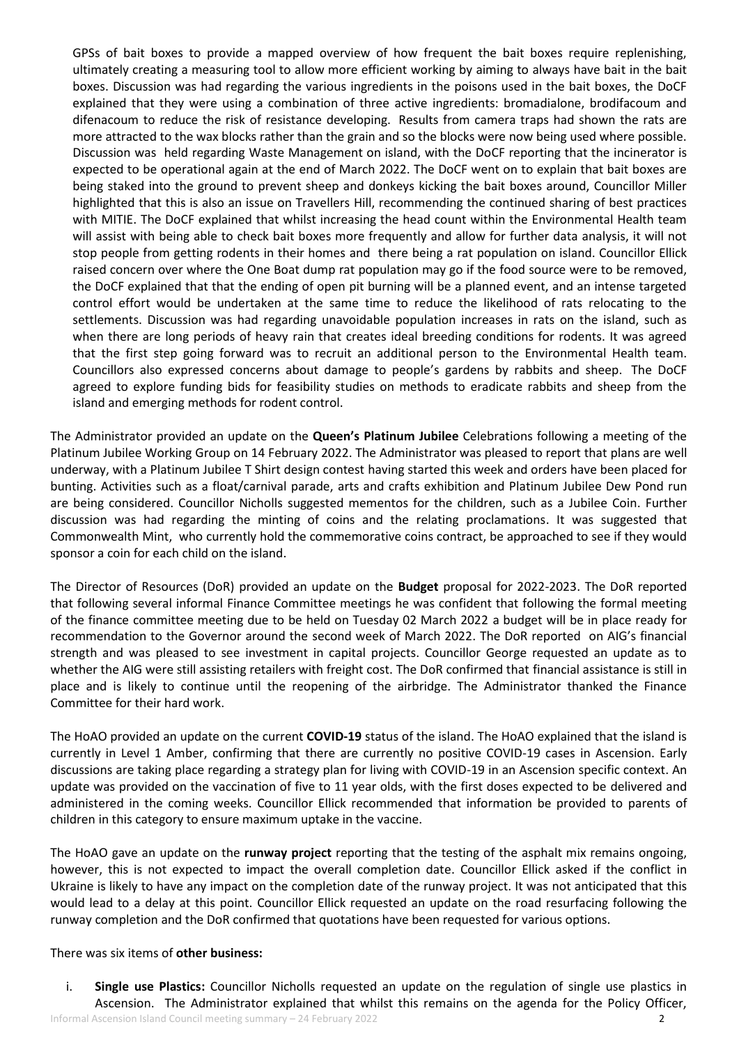GPSs of bait boxes to provide a mapped overview of how frequent the bait boxes require replenishing, ultimately creating a measuring tool to allow more efficient working by aiming to always have bait in the bait boxes. Discussion was had regarding the various ingredients in the poisons used in the bait boxes, the DoCF explained that they were using a combination of three active ingredients: bromadialone, brodifacoum and difenacoum to reduce the risk of resistance developing. Results from camera traps had shown the rats are more attracted to the wax blocks rather than the grain and so the blocks were now being used where possible. Discussion was held regarding Waste Management on island, with the DoCF reporting that the incinerator is expected to be operational again at the end of March 2022. The DoCF went on to explain that bait boxes are being staked into the ground to prevent sheep and donkeys kicking the bait boxes around, Councillor Miller highlighted that this is also an issue on Travellers Hill, recommending the continued sharing of best practices with MITIE. The DoCF explained that whilst increasing the head count within the Environmental Health team will assist with being able to check bait boxes more frequently and allow for further data analysis, it will not stop people from getting rodents in their homes and there being a rat population on island. Councillor Ellick raised concern over where the One Boat dump rat population may go if the food source were to be removed, the DoCF explained that that the ending of open pit burning will be a planned event, and an intense targeted control effort would be undertaken at the same time to reduce the likelihood of rats relocating to the settlements. Discussion was had regarding unavoidable population increases in rats on the island, such as when there are long periods of heavy rain that creates ideal breeding conditions for rodents. It was agreed that the first step going forward was to recruit an additional person to the Environmental Health team. Councillors also expressed concerns about damage to people's gardens by rabbits and sheep. The DoCF agreed to explore funding bids for feasibility studies on methods to eradicate rabbits and sheep from the island and emerging methods for rodent control.

The Administrator provided an update on the **Queen's Platinum Jubilee** Celebrations following a meeting of the Platinum Jubilee Working Group on 14 February 2022. The Administrator was pleased to report that plans are well underway, with a Platinum Jubilee T Shirt design contest having started this week and orders have been placed for bunting. Activities such as a float/carnival parade, arts and crafts exhibition and Platinum Jubilee Dew Pond run are being considered. Councillor Nicholls suggested mementos for the children, such as a Jubilee Coin. Further discussion was had regarding the minting of coins and the relating proclamations. It was suggested that Commonwealth Mint, who currently hold the commemorative coins contract, be approached to see if they would sponsor a coin for each child on the island.

The Director of Resources (DoR) provided an update on the **Budget** proposal for 2022-2023. The DoR reported that following several informal Finance Committee meetings he was confident that following the formal meeting of the finance committee meeting due to be held on Tuesday 02 March 2022 a budget will be in place ready for recommendation to the Governor around the second week of March 2022. The DoR reported on AIG's financial strength and was pleased to see investment in capital projects. Councillor George requested an update as to whether the AIG were still assisting retailers with freight cost. The DoR confirmed that financial assistance is still in place and is likely to continue until the reopening of the airbridge. The Administrator thanked the Finance Committee for their hard work.

The HoAO provided an update on the current **COVID-19** status of the island. The HoAO explained that the island is currently in Level 1 Amber, confirming that there are currently no positive COVID-19 cases in Ascension. Early discussions are taking place regarding a strategy plan for living with COVID-19 in an Ascension specific context. An update was provided on the vaccination of five to 11 year olds, with the first doses expected to be delivered and administered in the coming weeks. Councillor Ellick recommended that information be provided to parents of children in this category to ensure maximum uptake in the vaccine.

The HoAO gave an update on the **runway project** reporting that the testing of the asphalt mix remains ongoing, however, this is not expected to impact the overall completion date. Councillor Ellick asked if the conflict in Ukraine is likely to have any impact on the completion date of the runway project. It was not anticipated that this would lead to a delay at this point. Councillor Ellick requested an update on the road resurfacing following the runway completion and the DoR confirmed that quotations have been requested for various options.

There was six items of **other business:**

i. **Single use Plastics:** Councillor Nicholls requested an update on the regulation of single use plastics in Ascension. The Administrator explained that whilst this remains on the agenda for the Policy Officer,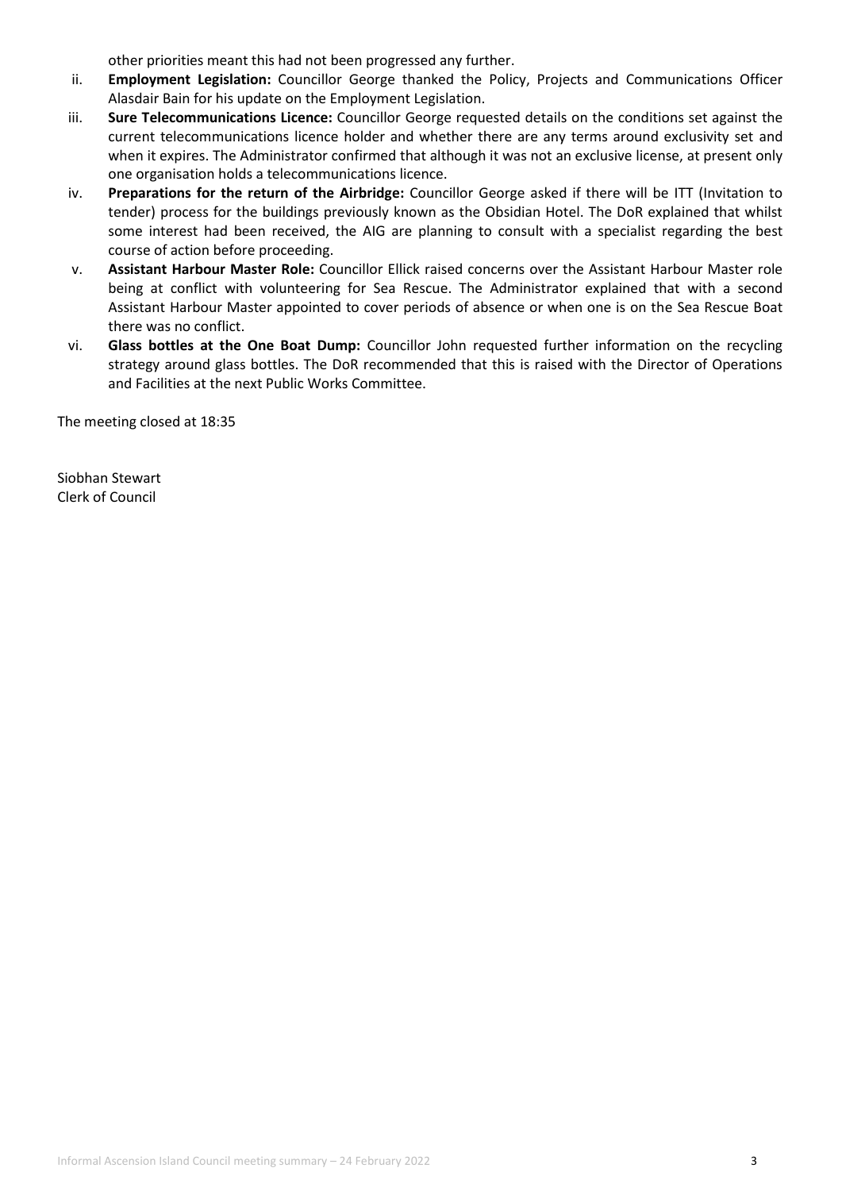other priorities meant this had not been progressed any further.

ii. **Employment Legislation:** Councillor George thanked the Policy, Projects and Communications Officer Alasdair Bain for his update on the Employment Legislation.

iii. **Sure Telecommunications Licence:** Councillor George requested details on the conditions set against the current telecommunications licence holder and whether there are any terms around exclusivity set and when it expires. The Administrator confirmed that although it was not an exclusive license, at present only one organisation holds a telecommunications licence.

iv. **Preparations for the return of the Airbridge:** Councillor George asked if there will be ITT (Invitation to tender) process for the buildings previously known as the Obsidian Hotel. The DoR explained that whilst some interest had been received, the AIG are planning to consult with a specialist regarding the best course of action before proceeding.

v. **Assistant Harbour Master Role:** Councillor Ellick raised concerns over the Assistant Harbour Master role being at conflict with volunteering for Sea Rescue. The Administrator explained that with a second Assistant Harbour Master appointed to cover periods of absence or when one is on the Sea Rescue Boat there was no conflict.

vi. **Glass bottles at the One Boat Dump:** Councillor John requested further information on the recycling strategy around glass bottles. The DoR recommended that this is raised with the Director of Operations and Facilities at the next Public Works Committee.

The meeting closed at 18:35

Siobhan Stewart
Clerk of Council